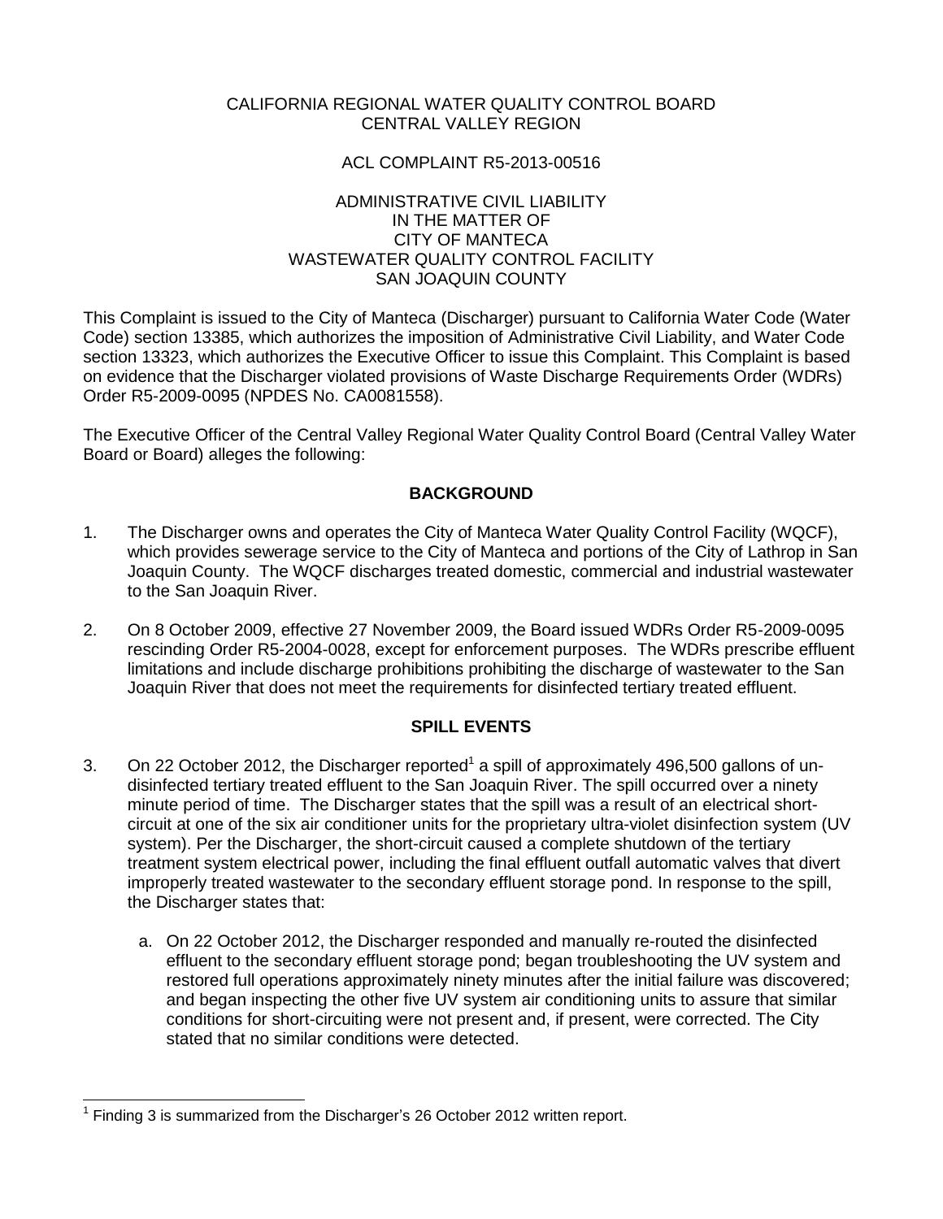CALIFORNIA REGIONAL WATER QUALITY CONTROL BOARD
CENTRAL VALLEY REGION

ACL COMPLAINT R5-2013-00516

ADMINISTRATIVE CIVIL LIABILITY
IN THE MATTER OF
CITY OF MANTECA
WASTEWATER QUALITY CONTROL FACILITY
SAN JOAQUIN COUNTY

This Complaint is issued to the City of Manteca (Discharger) pursuant to California Water Code (Water Code) section 13385, which authorizes the imposition of Administrative Civil Liability, and Water Code section 13323, which authorizes the Executive Officer to issue this Complaint. This Complaint is based on evidence that the Discharger violated provisions of Waste Discharge Requirements Order (WDRs) Order R5-2009-0095 (NPDES No. CA0081558).

The Executive Officer of the Central Valley Regional Water Quality Control Board (Central Valley Water Board or Board) alleges the following:

## BACKGROUND

1. The Discharger owns and operates the City of Manteca Water Quality Control Facility (WQCF), which provides sewerage service to the City of Manteca and portions of the City of Lathrop in San Joaquin County. The WQCF discharges treated domestic, commercial and industrial wastewater to the San Joaquin River.

2. On 8 October 2009, effective 27 November 2009, the Board issued WDRs Order R5-2009-0095 rescinding Order R5-2004-0028, except for enforcement purposes. The WDRs prescribe effluent limitations and include discharge prohibitions prohibiting the discharge of wastewater to the San Joaquin River that does not meet the requirements for disinfected tertiary treated effluent.

## SPILL EVENTS

3. On 22 October 2012, the Discharger reported[1] a spill of approximately 496,500 gallons of un-disinfected tertiary treated effluent to the San Joaquin River. The spill occurred over a ninety minute period of time. The Discharger states that the spill was a result of an electrical short-circuit at one of the six air conditioner units for the proprietary ultra-violet disinfection system (UV system). Per the Discharger, the short-circuit caused a complete shutdown of the tertiary treatment system electrical power, including the final effluent outfall automatic valves that divert improperly treated wastewater to the secondary effluent storage pond. In response to the spill, the Discharger states that:

   a. On 22 October 2012, the Discharger responded and manually re-routed the disinfected effluent to the secondary effluent storage pond; began troubleshooting the UV system and restored full operations approximately ninety minutes after the initial failure was discovered; and began inspecting the other five UV system air conditioning units to assure that similar conditions for short-circuiting were not present and, if present, were corrected. The City stated that no similar conditions were detected.

[1] Finding 3 is summarized from the Discharger's 26 October 2012 written report.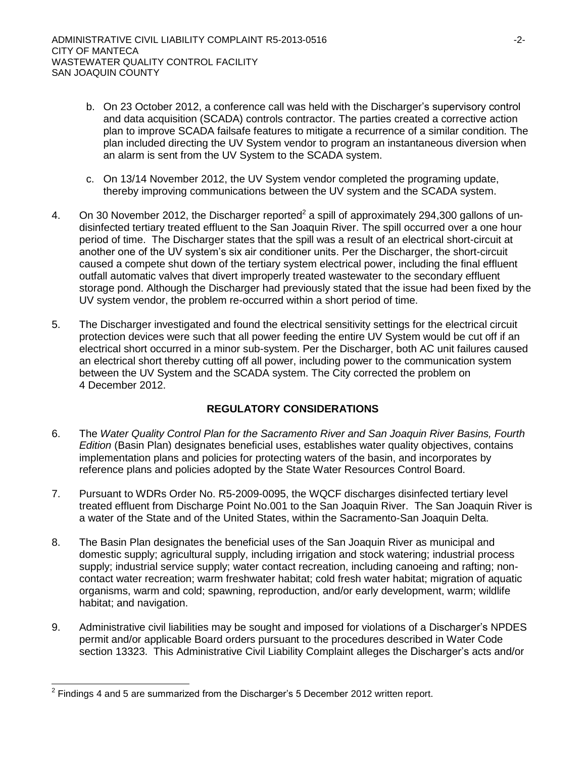b. On 23 October 2012, a conference call was held with the Discharger's supervisory control and data acquisition (SCADA) controls contractor. The parties created a corrective action plan to improve SCADA failsafe features to mitigate a recurrence of a similar condition. The plan included directing the UV System vendor to program an instantaneous diversion when an alarm is sent from the UV System to the SCADA system.

c. On 13/14 November 2012, the UV System vendor completed the programing update, thereby improving communications between the UV system and the SCADA system.

4. On 30 November 2012, the Discharger reported[2] a spill of approximately 294,300 gallons of un-disinfected tertiary treated effluent to the San Joaquin River. The spill occurred over a one hour period of time. The Discharger states that the spill was a result of an electrical short-circuit at another one of the UV system's six air conditioner units. Per the Discharger, the short-circuit caused a compete shut down of the tertiary system electrical power, including the final effluent outfall automatic valves that divert improperly treated wastewater to the secondary effluent storage pond. Although the Discharger had previously stated that the issue had been fixed by the UV system vendor, the problem re-occurred within a short period of time.

5. The Discharger investigated and found the electrical sensitivity settings for the electrical circuit protection devices were such that all power feeding the entire UV System would be cut off if an electrical short occurred in a minor sub-system. Per the Discharger, both AC unit failures caused an electrical short thereby cutting off all power, including power to the communication system between the UV System and the SCADA system. The City corrected the problem on 4 December 2012.

## REGULATORY CONSIDERATIONS

6. The *Water Quality Control Plan for the Sacramento River and San Joaquin River Basins, Fourth Edition* (Basin Plan) designates beneficial uses, establishes water quality objectives, contains implementation plans and policies for protecting waters of the basin, and incorporates by reference plans and policies adopted by the State Water Resources Control Board.

7. Pursuant to WDRs Order No. R5-2009-0095, the WQCF discharges disinfected tertiary level treated effluent from Discharge Point No.001 to the San Joaquin River. The San Joaquin River is a water of the State and of the United States, within the Sacramento-San Joaquin Delta.

8. The Basin Plan designates the beneficial uses of the San Joaquin River as municipal and domestic supply; agricultural supply, including irrigation and stock watering; industrial process supply; industrial service supply; water contact recreation, including canoeing and rafting; non-contact water recreation; warm freshwater habitat; cold fresh water habitat; migration of aquatic organisms, warm and cold; spawning, reproduction, and/or early development, warm; wildlife habitat; and navigation.

9. Administrative civil liabilities may be sought and imposed for violations of a Discharger's NPDES permit and/or applicable Board orders pursuant to the procedures described in Water Code section 13323. This Administrative Civil Liability Complaint alleges the Discharger's acts and/or

---

[2] Findings 4 and 5 are summarized from the Discharger's 5 December 2012 written report.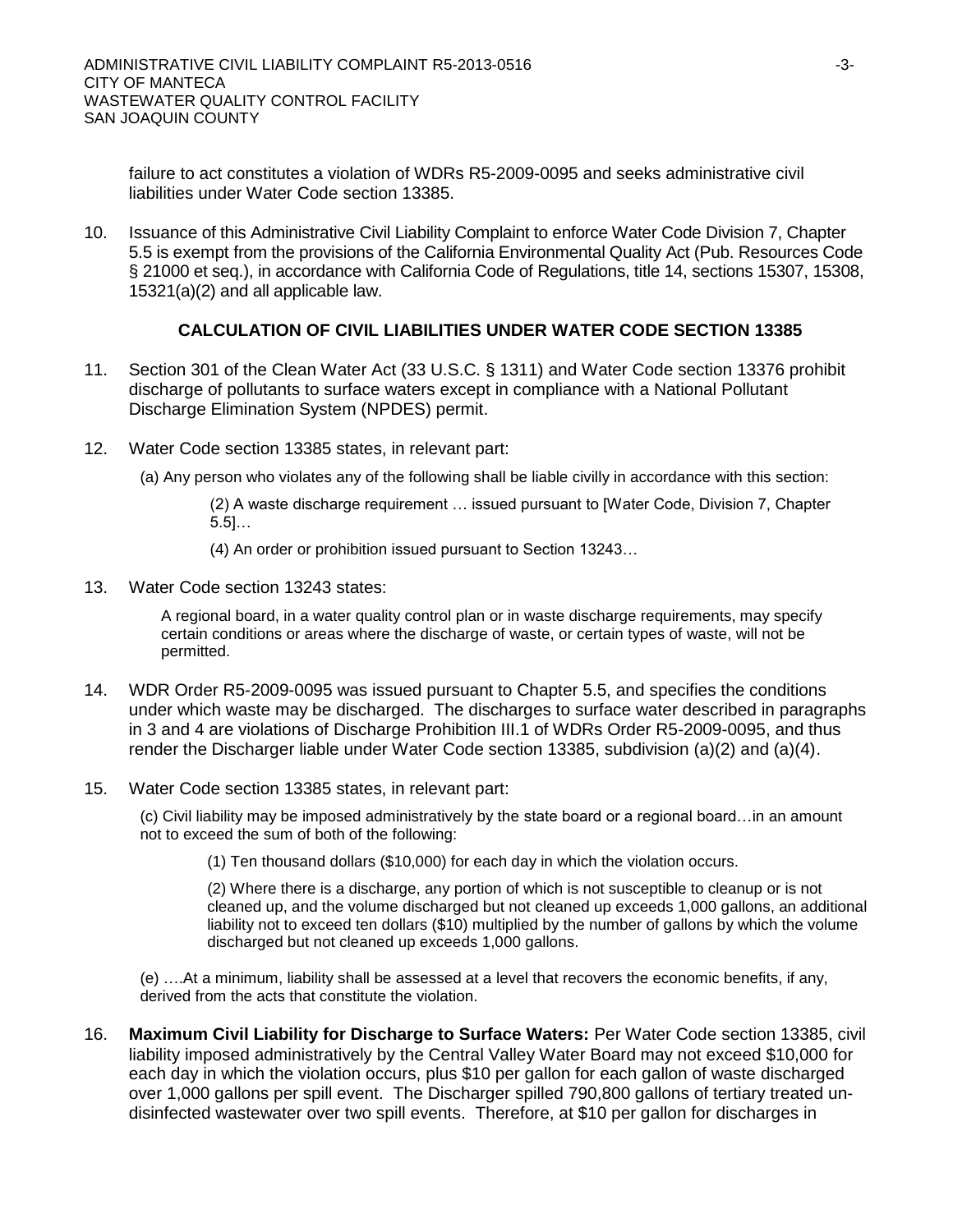failure to act constitutes a violation of WDRs R5-2009-0095 and seeks administrative civil liabilities under Water Code section 13385.

10. Issuance of this Administrative Civil Liability Complaint to enforce Water Code Division 7, Chapter 5.5 is exempt from the provisions of the California Environmental Quality Act (Pub. Resources Code § 21000 et seq.), in accordance with California Code of Regulations, title 14, sections 15307, 15308, 15321(a)(2) and all applicable law.

### CALCULATION OF CIVIL LIABILITIES UNDER WATER CODE SECTION 13385

11. Section 301 of the Clean Water Act (33 U.S.C. § 1311) and Water Code section 13376 prohibit discharge of pollutants to surface waters except in compliance with a National Pollutant Discharge Elimination System (NPDES) permit.

12. Water Code section 13385 states, in relevant part:

    (a) Any person who violates any of the following shall be liable civilly in accordance with this section:

    > (2) A waste discharge requirement … issued pursuant to [Water Code, Division 7, Chapter 5.5]…
    >
    > (4) An order or prohibition issued pursuant to Section 13243…

13. Water Code section 13243 states:

    > A regional board, in a water quality control plan or in waste discharge requirements, may specify certain conditions or areas where the discharge of waste, or certain types of waste, will not be permitted.

14. WDR Order R5-2009-0095 was issued pursuant to Chapter 5.5, and specifies the conditions under which waste may be discharged. The discharges to surface water described in paragraphs in 3 and 4 are violations of Discharge Prohibition III.1 of WDRs Order R5-2009-0095, and thus render the Discharger liable under Water Code section 13385, subdivision (a)(2) and (a)(4).

15. Water Code section 13385 states, in relevant part:

    (c) Civil liability may be imposed administratively by the state board or a regional board…in an amount not to exceed the sum of both of the following:

    > (1) Ten thousand dollars ($10,000) for each day in which the violation occurs.
    >
    > (2) Where there is a discharge, any portion of which is not susceptible to cleanup or is not cleaned up, and the volume discharged but not cleaned up exceeds 1,000 gallons, an additional liability not to exceed ten dollars ($10) multiplied by the number of gallons by which the volume discharged but not cleaned up exceeds 1,000 gallons.

    (e) ….At a minimum, liability shall be assessed at a level that recovers the economic benefits, if any, derived from the acts that constitute the violation.

16. **Maximum Civil Liability for Discharge to Surface Waters:** Per Water Code section 13385, civil liability imposed administratively by the Central Valley Water Board may not exceed $10,000 for each day in which the violation occurs, plus $10 per gallon for each gallon of waste discharged over 1,000 gallons per spill event. The Discharger spilled 790,800 gallons of tertiary treated un-disinfected wastewater over two spill events. Therefore, at $10 per gallon for discharges in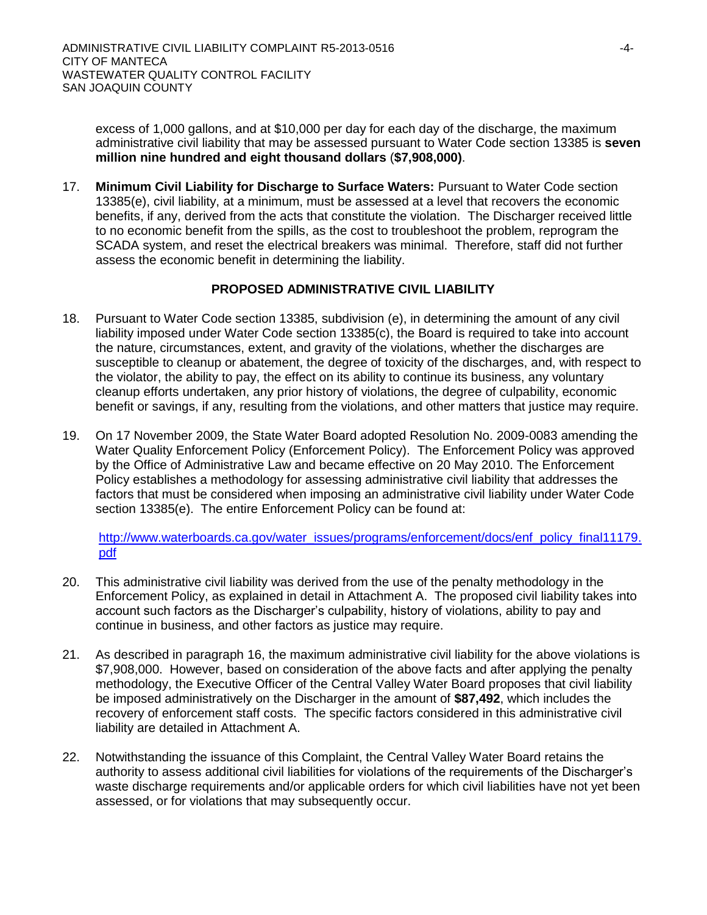excess of 1,000 gallons, and at $10,000 per day for each day of the discharge, the maximum administrative civil liability that may be assessed pursuant to Water Code section 13385 is **seven million nine hundred and eight thousand dollars** (**$7,908,000)**.

17. **Minimum Civil Liability for Discharge to Surface Waters:** Pursuant to Water Code section 13385(e), civil liability, at a minimum, must be assessed at a level that recovers the economic benefits, if any, derived from the acts that constitute the violation. The Discharger received little to no economic benefit from the spills, as the cost to troubleshoot the problem, reprogram the SCADA system, and reset the electrical breakers was minimal. Therefore, staff did not further assess the economic benefit in determining the liability.

## PROPOSED ADMINISTRATIVE CIVIL LIABILITY

18. Pursuant to Water Code section 13385, subdivision (e), in determining the amount of any civil liability imposed under Water Code section 13385(c), the Board is required to take into account the nature, circumstances, extent, and gravity of the violations, whether the discharges are susceptible to cleanup or abatement, the degree of toxicity of the discharges, and, with respect to the violator, the ability to pay, the effect on its ability to continue its business, any voluntary cleanup efforts undertaken, any prior history of violations, the degree of culpability, economic benefit or savings, if any, resulting from the violations, and other matters that justice may require.

19. On 17 November 2009, the State Water Board adopted Resolution No. 2009-0083 amending the Water Quality Enforcement Policy (Enforcement Policy). The Enforcement Policy was approved by the Office of Administrative Law and became effective on 20 May 2010. The Enforcement Policy establishes a methodology for assessing administrative civil liability that addresses the factors that must be considered when imposing an administrative civil liability under Water Code section 13385(e). The entire Enforcement Policy can be found at:

    [http://www.waterboards.ca.gov/water_issues/programs/enforcement/docs/enf_policy_final11179.pdf](http://www.waterboards.ca.gov/water_issues/programs/enforcement/docs/enf_policy_final11179.pdf)

20. This administrative civil liability was derived from the use of the penalty methodology in the Enforcement Policy, as explained in detail in Attachment A. The proposed civil liability takes into account such factors as the Discharger's culpability, history of violations, ability to pay and continue in business, and other factors as justice may require.

21. As described in paragraph 16, the maximum administrative civil liability for the above violations is $7,908,000. However, based on consideration of the above facts and after applying the penalty methodology, the Executive Officer of the Central Valley Water Board proposes that civil liability be imposed administratively on the Discharger in the amount of **$87,492**, which includes the recovery of enforcement staff costs. The specific factors considered in this administrative civil liability are detailed in Attachment A.

22. Notwithstanding the issuance of this Complaint, the Central Valley Water Board retains the authority to assess additional civil liabilities for violations of the requirements of the Discharger's waste discharge requirements and/or applicable orders for which civil liabilities have not yet been assessed, or for violations that may subsequently occur.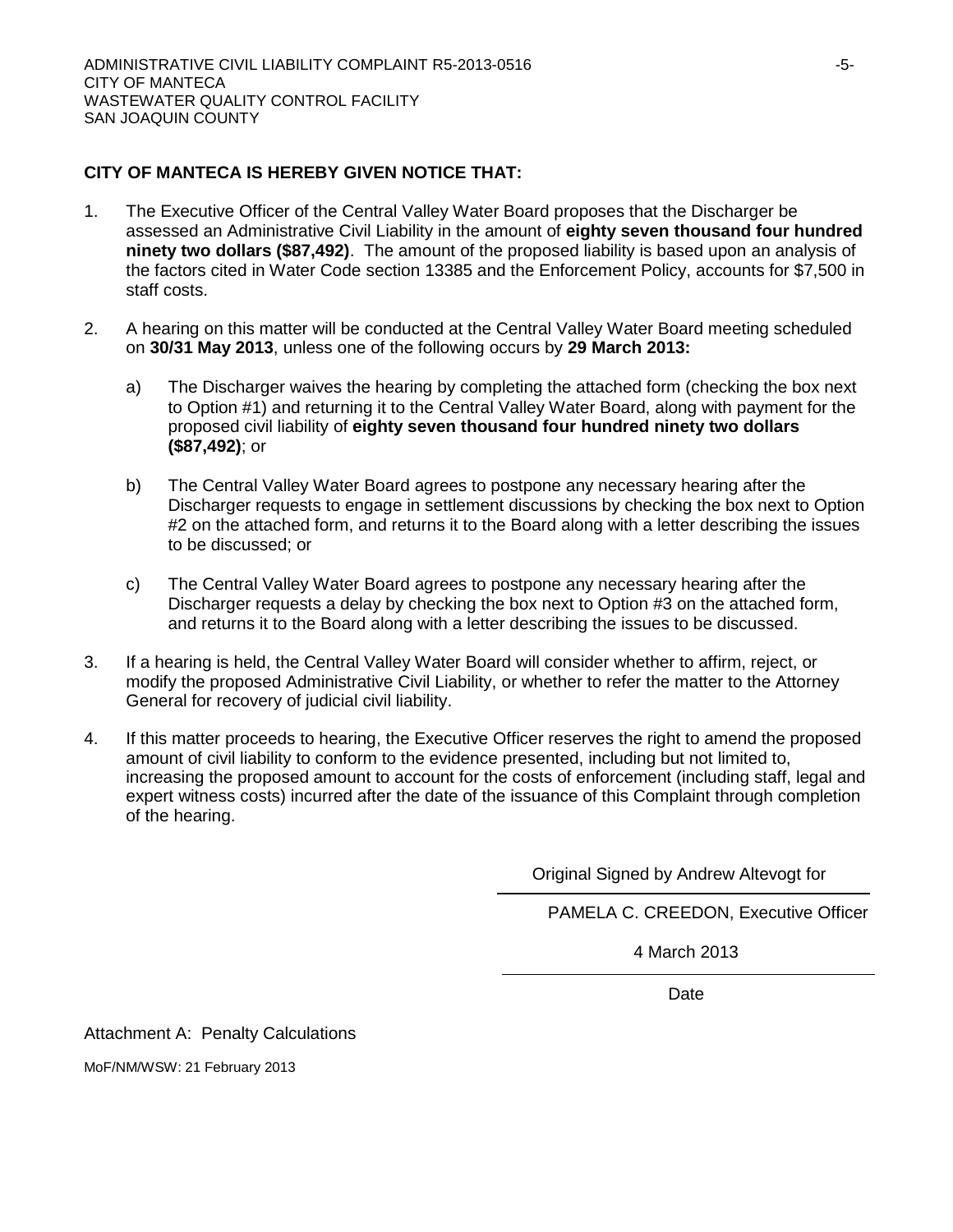**CITY OF MANTECA IS HEREBY GIVEN NOTICE THAT:**

1. The Executive Officer of the Central Valley Water Board proposes that the Discharger be assessed an Administrative Civil Liability in the amount of **eighty seven thousand four hundred ninety two dollars ($87,492)**. The amount of the proposed liability is based upon an analysis of the factors cited in Water Code section 13385 and the Enforcement Policy, accounts for $7,500 in staff costs.

2. A hearing on this matter will be conducted at the Central Valley Water Board meeting scheduled on **30/31 May 2013**, unless one of the following occurs by **29 March 2013:**

   a) The Discharger waives the hearing by completing the attached form (checking the box next to Option #1) and returning it to the Central Valley Water Board, along with payment for the proposed civil liability of **eighty seven thousand four hundred ninety two dollars ($87,492)**; or

   b) The Central Valley Water Board agrees to postpone any necessary hearing after the Discharger requests to engage in settlement discussions by checking the box next to Option #2 on the attached form, and returns it to the Board along with a letter describing the issues to be discussed; or

   c) The Central Valley Water Board agrees to postpone any necessary hearing after the Discharger requests a delay by checking the box next to Option #3 on the attached form, and returns it to the Board along with a letter describing the issues to be discussed.

3. If a hearing is held, the Central Valley Water Board will consider whether to affirm, reject, or modify the proposed Administrative Civil Liability, or whether to refer the matter to the Attorney General for recovery of judicial civil liability.

4. If this matter proceeds to hearing, the Executive Officer reserves the right to amend the proposed amount of civil liability to conform to the evidence presented, including but not limited to, increasing the proposed amount to account for the costs of enforcement (including staff, legal and expert witness costs) incurred after the date of the issuance of this Complaint through completion of the hearing.

Original Signed by Andrew Altevogt for

PAMELA C. CREEDON, Executive Officer

4 March 2013

Date

Attachment A: Penalty Calculations

MoF/NM/WSW: 21 February 2013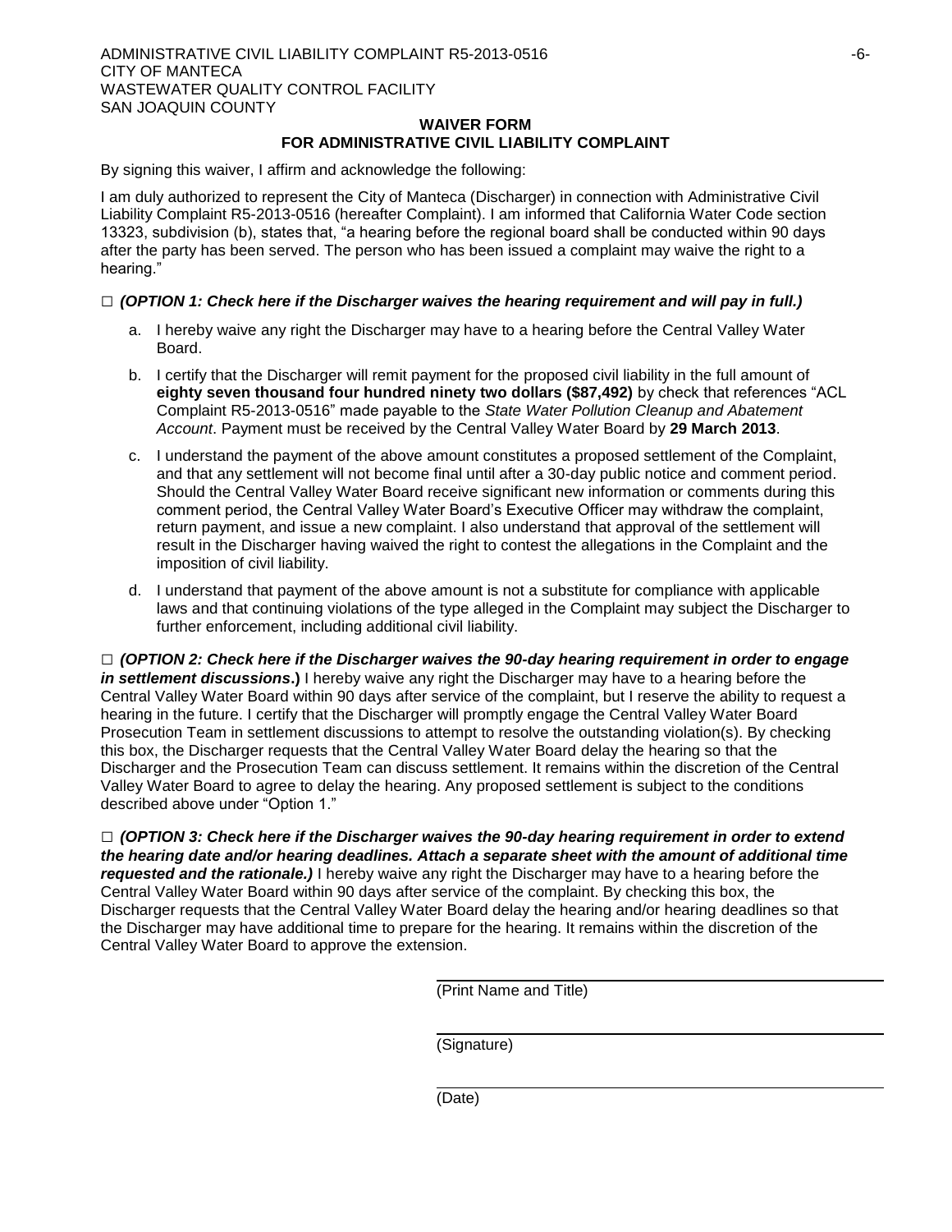**WAIVER FORM**
**FOR ADMINISTRATIVE CIVIL LIABILITY COMPLAINT**

By signing this waiver, I affirm and acknowledge the following:

I am duly authorized to represent the City of Manteca (Discharger) in connection with Administrative Civil Liability Complaint R5-2013-0516 (hereafter Complaint). I am informed that California Water Code section 13323, subdivision (b), states that, "a hearing before the regional board shall be conducted within 90 days after the party has been served. The person who has been issued a complaint may waive the right to a hearing."

□ ***(OPTION 1: Check here if the Discharger waives the hearing requirement and will pay in full.)***

a. I hereby waive any right the Discharger may have to a hearing before the Central Valley Water Board.

b. I certify that the Discharger will remit payment for the proposed civil liability in the full amount of **eighty seven thousand four hundred ninety two dollars ($87,492)** by check that references "ACL Complaint R5-2013-0516" made payable to the *State Water Pollution Cleanup and Abatement Account*. Payment must be received by the Central Valley Water Board by **29 March 2013**.

c. I understand the payment of the above amount constitutes a proposed settlement of the Complaint, and that any settlement will not become final until after a 30-day public notice and comment period. Should the Central Valley Water Board receive significant new information or comments during this comment period, the Central Valley Water Board's Executive Officer may withdraw the complaint, return payment, and issue a new complaint. I also understand that approval of the settlement will result in the Discharger having waived the right to contest the allegations in the Complaint and the imposition of civil liability.

d. I understand that payment of the above amount is not a substitute for compliance with applicable laws and that continuing violations of the type alleged in the Complaint may subject the Discharger to further enforcement, including additional civil liability.

□ ***(OPTION 2: Check here if the Discharger waives the 90-day hearing requirement in order to engage in settlement discussions*.)** I hereby waive any right the Discharger may have to a hearing before the Central Valley Water Board within 90 days after service of the complaint, but I reserve the ability to request a hearing in the future. I certify that the Discharger will promptly engage the Central Valley Water Board Prosecution Team in settlement discussions to attempt to resolve the outstanding violation(s). By checking this box, the Discharger requests that the Central Valley Water Board delay the hearing so that the Discharger and the Prosecution Team can discuss settlement. It remains within the discretion of the Central Valley Water Board to agree to delay the hearing. Any proposed settlement is subject to the conditions described above under "Option 1."

□ ***(OPTION 3: Check here if the Discharger waives the 90-day hearing requirement in order to extend the hearing date and/or hearing deadlines. Attach a separate sheet with the amount of additional time requested and the rationale.)*** I hereby waive any right the Discharger may have to a hearing before the Central Valley Water Board within 90 days after service of the complaint. By checking this box, the Discharger requests that the Central Valley Water Board delay the hearing and/or hearing deadlines so that the Discharger may have additional time to prepare for the hearing. It remains within the discretion of the Central Valley Water Board to approve the extension.

______________________________
(Print Name and Title)

______________________________
(Signature)

______________________________
(Date)